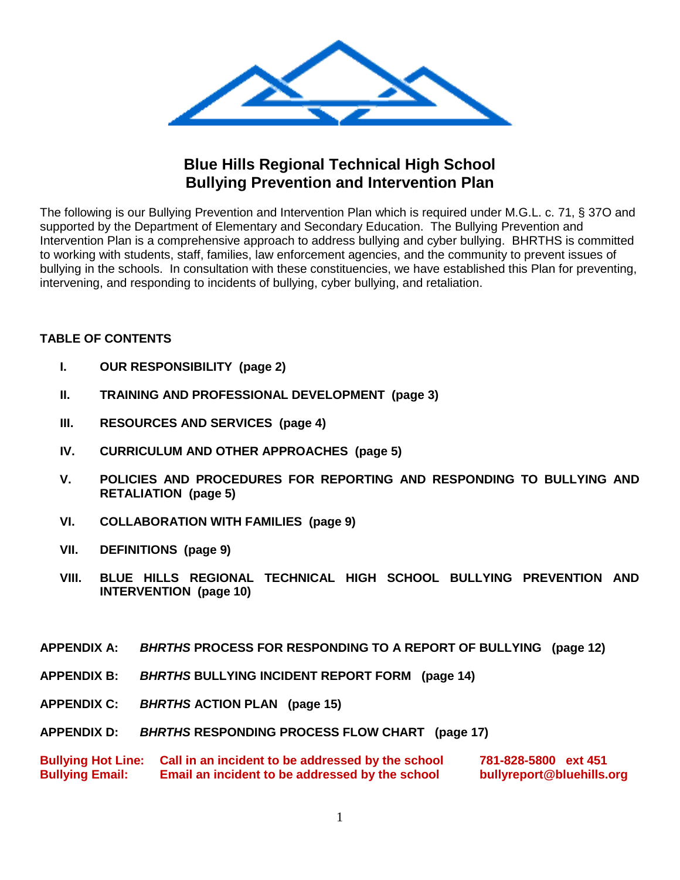# Blue Hills Regional Technical High School
# Bullying Prevention and Intervention Plan

The following is our Bullying Prevention and Intervention Plan which is required under M.G.L. c. 71, § 37O and supported by the Department of Elementary and Secondary Education. The Bullying Prevention and Intervention Plan is a comprehensive approach to address bullying and cyber bullying. BHRTHS is committed to working with students, staff, families, law enforcement agencies, and the community to prevent issues of bullying in the schools. In consultation with these constituencies, we have established this Plan for preventing, intervening, and responding to incidents of bullying, cyber bullying, and retaliation.

**TABLE OF CONTENTS**

- **I. OUR RESPONSIBILITY (page 2)**
- **II. TRAINING AND PROFESSIONAL DEVELOPMENT (page 3)**
- **III. RESOURCES AND SERVICES (page 4)**
- **IV. CURRICULUM AND OTHER APPROACHES (page 5)**
- **V. POLICIES AND PROCEDURES FOR REPORTING AND RESPONDING TO BULLYING AND RETALIATION (page 5)**
- **VI. COLLABORATION WITH FAMILIES (page 9)**
- **VII. DEFINITIONS (page 9)**
- **VIII. BLUE HILLS REGIONAL TECHNICAL HIGH SCHOOL BULLYING PREVENTION AND INTERVENTION (page 10)**

**APPENDIX A: *BHRTHS* PROCESS FOR RESPONDING TO A REPORT OF BULLYING (page 12)**

**APPENDIX B: *BHRTHS* BULLYING INCIDENT REPORT FORM (page 14)**

**APPENDIX C: *BHRTHS* ACTION PLAN (page 15)**

**APPENDIX D: *BHRTHS* RESPONDING PROCESS FLOW CHART (page 17)**

**Bullying Hot Line:** **Call in an incident to be addressed by the school** **781-828-5800 ext 451**
**Bullying Email:** **Email an incident to be addressed by the school** **bullyreport@bluehills.org**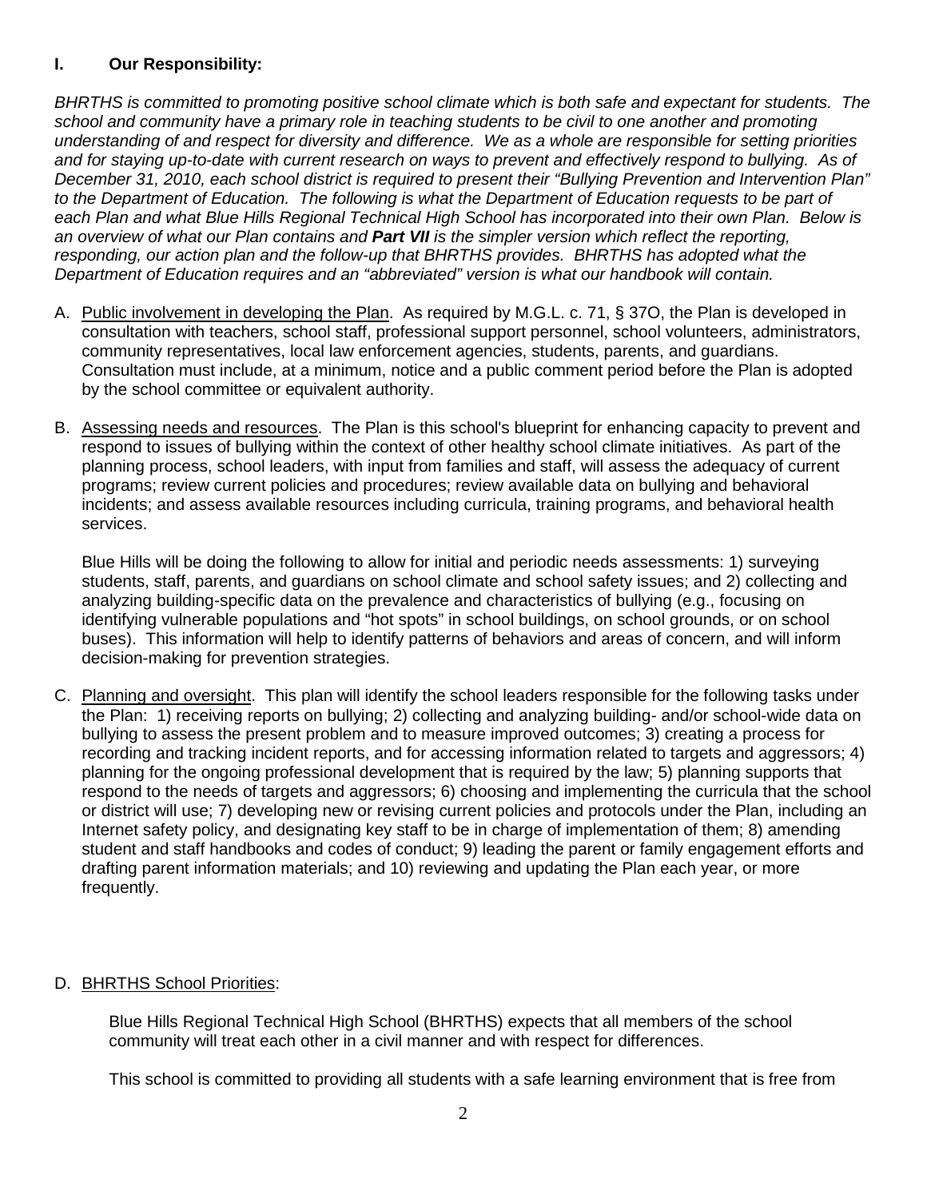## I. Our Responsibility:

*BHRTHS is committed to promoting positive school climate which is both safe and expectant for students. The school and community have a primary role in teaching students to be civil to one another and promoting understanding of and respect for diversity and difference. We as a whole are responsible for setting priorities and for staying up-to-date with current research on ways to prevent and effectively respond to bullying. As of December 31, 2010, each school district is required to present their "Bullying Prevention and Intervention Plan" to the Department of Education. The following is what the Department of Education requests to be part of each Plan and what Blue Hills Regional Technical High School has incorporated into their own Plan. Below is an overview of what our Plan contains and **Part VII** is the simpler version which reflect the reporting, responding, our action plan and the follow-up that BHRTHS provides. BHRTHS has adopted what the Department of Education requires and an "abbreviated" version is what our handbook will contain.*

A. <u>Public involvement in developing the Plan</u>. As required by M.G.L. c. 71, § 37O, the Plan is developed in consultation with teachers, school staff, professional support personnel, school volunteers, administrators, community representatives, local law enforcement agencies, students, parents, and guardians. Consultation must include, at a minimum, notice and a public comment period before the Plan is adopted by the school committee or equivalent authority.

B. <u>Assessing needs and resources</u>. The Plan is this school's blueprint for enhancing capacity to prevent and respond to issues of bullying within the context of other healthy school climate initiatives. As part of the planning process, school leaders, with input from families and staff, will assess the adequacy of current programs; review current policies and procedures; review available data on bullying and behavioral incidents; and assess available resources including curricula, training programs, and behavioral health services.

   Blue Hills will be doing the following to allow for initial and periodic needs assessments: 1) surveying students, staff, parents, and guardians on school climate and school safety issues; and 2) collecting and analyzing building-specific data on the prevalence and characteristics of bullying (e.g., focusing on identifying vulnerable populations and "hot spots" in school buildings, on school grounds, or on school buses). This information will help to identify patterns of behaviors and areas of concern, and will inform decision-making for prevention strategies.

C. <u>Planning and oversight</u>. This plan will identify the school leaders responsible for the following tasks under the Plan: 1) receiving reports on bullying; 2) collecting and analyzing building- and/or school-wide data on bullying to assess the present problem and to measure improved outcomes; 3) creating a process for recording and tracking incident reports, and for accessing information related to targets and aggressors; 4) planning for the ongoing professional development that is required by the law; 5) planning supports that respond to the needs of targets and aggressors; 6) choosing and implementing the curricula that the school or district will use; 7) developing new or revising current policies and protocols under the Plan, including an Internet safety policy, and designating key staff to be in charge of implementation of them; 8) amending student and staff handbooks and codes of conduct; 9) leading the parent or family engagement efforts and drafting parent information materials; and 10) reviewing and updating the Plan each year, or more frequently.

D. <u>BHRTHS School Priorities</u>:

   Blue Hills Regional Technical High School (BHRTHS) expects that all members of the school community will treat each other in a civil manner and with respect for differences.

   This school is committed to providing all students with a safe learning environment that is free from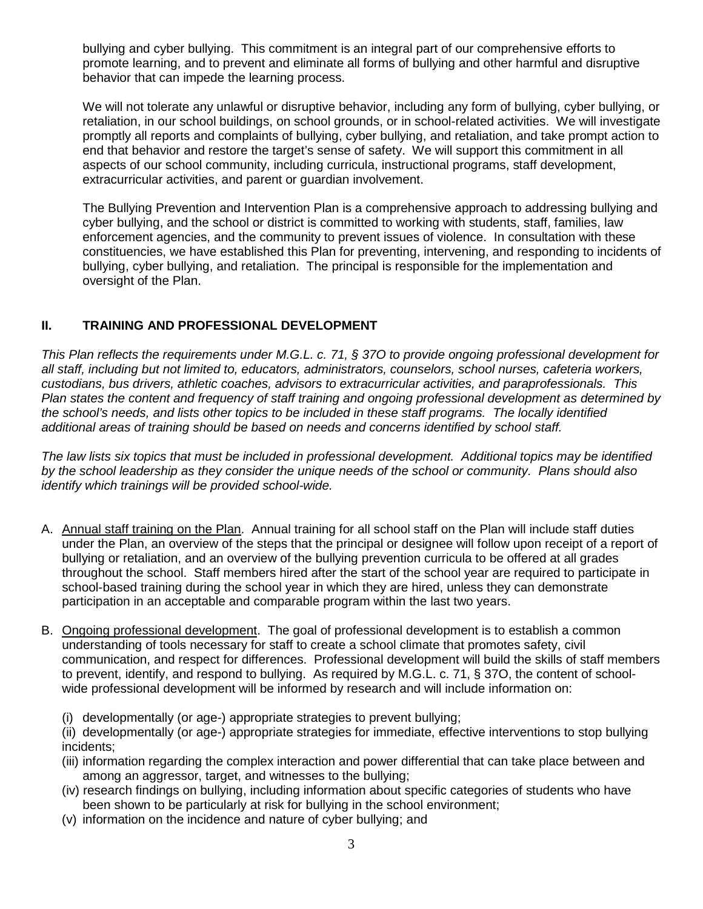bullying and cyber bullying. This commitment is an integral part of our comprehensive efforts to promote learning, and to prevent and eliminate all forms of bullying and other harmful and disruptive behavior that can impede the learning process.

We will not tolerate any unlawful or disruptive behavior, including any form of bullying, cyber bullying, or retaliation, in our school buildings, on school grounds, or in school-related activities. We will investigate promptly all reports and complaints of bullying, cyber bullying, and retaliation, and take prompt action to end that behavior and restore the target's sense of safety. We will support this commitment in all aspects of our school community, including curricula, instructional programs, staff development, extracurricular activities, and parent or guardian involvement.

The Bullying Prevention and Intervention Plan is a comprehensive approach to addressing bullying and cyber bullying, and the school or district is committed to working with students, staff, families, law enforcement agencies, and the community to prevent issues of violence. In consultation with these constituencies, we have established this Plan for preventing, intervening, and responding to incidents of bullying, cyber bullying, and retaliation. The principal is responsible for the implementation and oversight of the Plan.

## II. TRAINING AND PROFESSIONAL DEVELOPMENT

*This Plan reflects the requirements under M.G.L. c. 71, § 37O to provide ongoing professional development for all staff, including but not limited to, educators, administrators, counselors, school nurses, cafeteria workers, custodians, bus drivers, athletic coaches, advisors to extracurricular activities, and paraprofessionals. This Plan states the content and frequency of staff training and ongoing professional development as determined by the school's needs, and lists other topics to be included in these staff programs. The locally identified additional areas of training should be based on needs and concerns identified by school staff.*

*The law lists six topics that must be included in professional development. Additional topics may be identified by the school leadership as they consider the unique needs of the school or community. Plans should also identify which trainings will be provided school-wide.*

A. <u>Annual staff training on the Plan</u>. Annual training for all school staff on the Plan will include staff duties under the Plan, an overview of the steps that the principal or designee will follow upon receipt of a report of bullying or retaliation, and an overview of the bullying prevention curricula to be offered at all grades throughout the school. Staff members hired after the start of the school year are required to participate in school-based training during the school year in which they are hired, unless they can demonstrate participation in an acceptable and comparable program within the last two years.

B. <u>Ongoing professional development</u>. The goal of professional development is to establish a common understanding of tools necessary for staff to create a school climate that promotes safety, civil communication, and respect for differences. Professional development will build the skills of staff members to prevent, identify, and respond to bullying. As required by M.G.L. c. 71, § 37O, the content of school-wide professional development will be informed by research and will include information on:

(i) developmentally (or age-) appropriate strategies to prevent bullying;
(ii) developmentally (or age-) appropriate strategies for immediate, effective interventions to stop bullying incidents;
(iii) information regarding the complex interaction and power differential that can take place between and among an aggressor, target, and witnesses to the bullying;
(iv) research findings on bullying, including information about specific categories of students who have been shown to be particularly at risk for bullying in the school environment;
(v) information on the incidence and nature of cyber bullying; and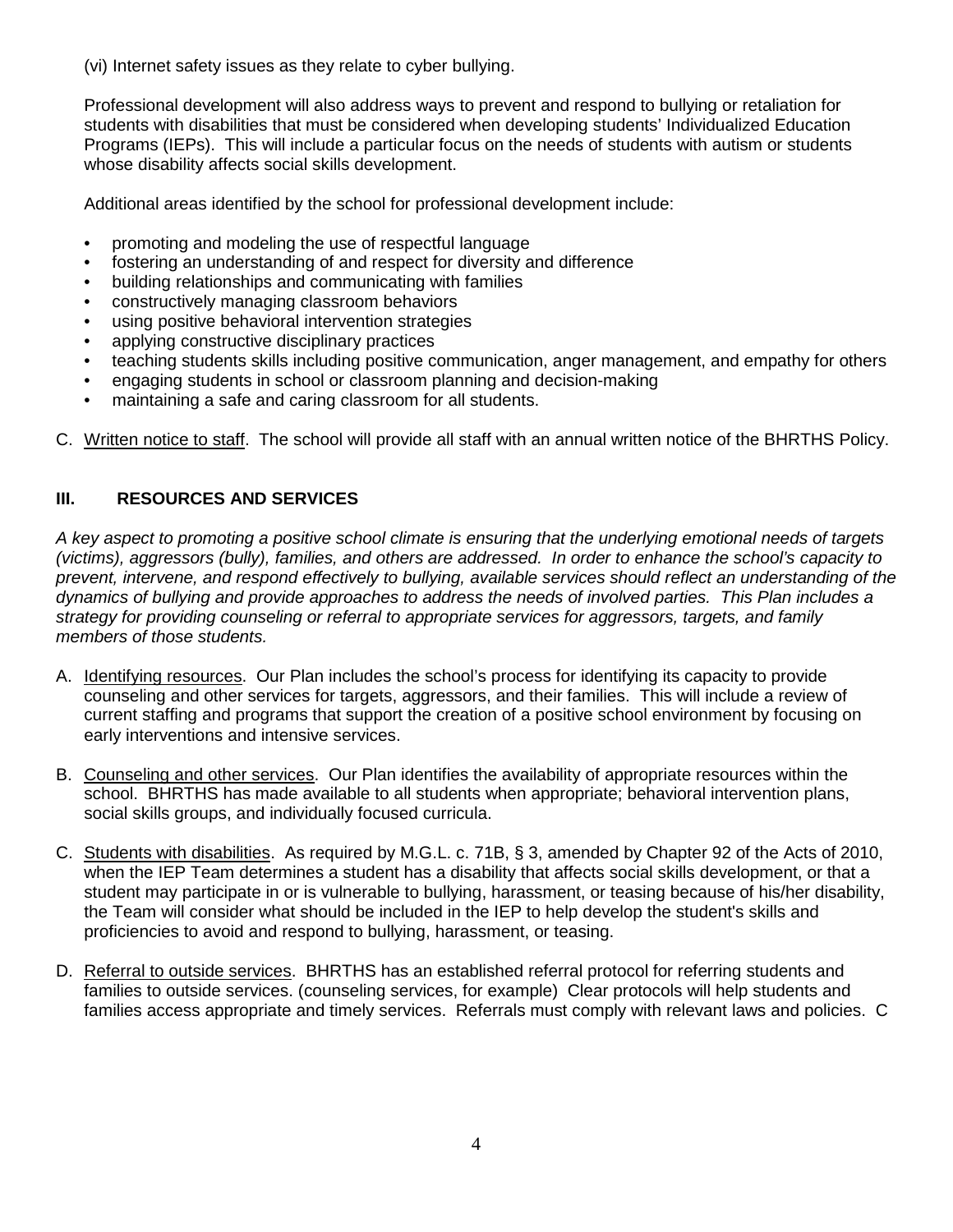(vi) Internet safety issues as they relate to cyber bullying.

Professional development will also address ways to prevent and respond to bullying or retaliation for students with disabilities that must be considered when developing students' Individualized Education Programs (IEPs). This will include a particular focus on the needs of students with autism or students whose disability affects social skills development.

Additional areas identified by the school for professional development include:

- promoting and modeling the use of respectful language
- fostering an understanding of and respect for diversity and difference
- building relationships and communicating with families
- constructively managing classroom behaviors
- using positive behavioral intervention strategies
- applying constructive disciplinary practices
- teaching students skills including positive communication, anger management, and empathy for others
- engaging students in school or classroom planning and decision-making
- maintaining a safe and caring classroom for all students.

C. Written notice to staff. The school will provide all staff with an annual written notice of the BHRTHS Policy.

## III. RESOURCES AND SERVICES

*A key aspect to promoting a positive school climate is ensuring that the underlying emotional needs of targets (victims), aggressors (bully), families, and others are addressed. In order to enhance the school's capacity to prevent, intervene, and respond effectively to bullying, available services should reflect an understanding of the dynamics of bullying and provide approaches to address the needs of involved parties. This Plan includes a strategy for providing counseling or referral to appropriate services for aggressors, targets, and family members of those students.*

A. Identifying resources. Our Plan includes the school's process for identifying its capacity to provide counseling and other services for targets, aggressors, and their families. This will include a review of current staffing and programs that support the creation of a positive school environment by focusing on early interventions and intensive services.

B. Counseling and other services. Our Plan identifies the availability of appropriate resources within the school. BHRTHS has made available to all students when appropriate; behavioral intervention plans, social skills groups, and individually focused curricula.

C. Students with disabilities. As required by M.G.L. c. 71B, § 3, amended by Chapter 92 of the Acts of 2010, when the IEP Team determines a student has a disability that affects social skills development, or that a student may participate in or is vulnerable to bullying, harassment, or teasing because of his/her disability, the Team will consider what should be included in the IEP to help develop the student's skills and proficiencies to avoid and respond to bullying, harassment, or teasing.

D. Referral to outside services. BHRTHS has an established referral protocol for referring students and families to outside services. (counseling services, for example) Clear protocols will help students and families access appropriate and timely services. Referrals must comply with relevant laws and policies. C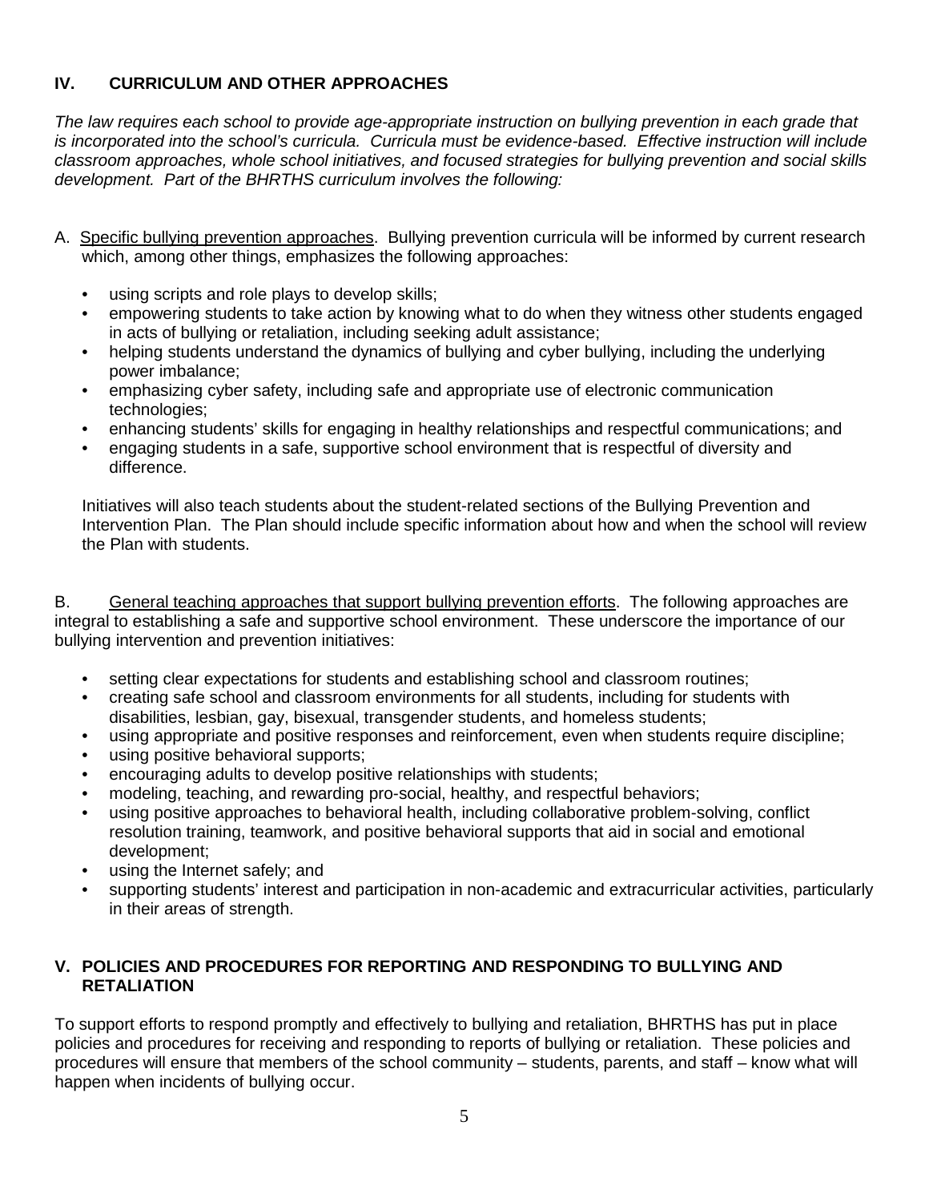## IV. CURRICULUM AND OTHER APPROACHES

*The law requires each school to provide age-appropriate instruction on bullying prevention in each grade that is incorporated into the school's curricula. Curricula must be evidence-based. Effective instruction will include classroom approaches, whole school initiatives, and focused strategies for bullying prevention and social skills development. Part of the BHRTHS curriculum involves the following:*

A. Specific bullying prevention approaches. Bullying prevention curricula will be informed by current research which, among other things, emphasizes the following approaches:

- using scripts and role plays to develop skills;
- empowering students to take action by knowing what to do when they witness other students engaged in acts of bullying or retaliation, including seeking adult assistance;
- helping students understand the dynamics of bullying and cyber bullying, including the underlying power imbalance;
- emphasizing cyber safety, including safe and appropriate use of electronic communication technologies;
- enhancing students' skills for engaging in healthy relationships and respectful communications; and
- engaging students in a safe, supportive school environment that is respectful of diversity and difference.

Initiatives will also teach students about the student-related sections of the Bullying Prevention and Intervention Plan. The Plan should include specific information about how and when the school will review the Plan with students.

B. General teaching approaches that support bullying prevention efforts. The following approaches are integral to establishing a safe and supportive school environment. These underscore the importance of our bullying intervention and prevention initiatives:

- setting clear expectations for students and establishing school and classroom routines;
- creating safe school and classroom environments for all students, including for students with disabilities, lesbian, gay, bisexual, transgender students, and homeless students;
- using appropriate and positive responses and reinforcement, even when students require discipline;
- using positive behavioral supports;
- encouraging adults to develop positive relationships with students;
- modeling, teaching, and rewarding pro-social, healthy, and respectful behaviors;
- using positive approaches to behavioral health, including collaborative problem-solving, conflict resolution training, teamwork, and positive behavioral supports that aid in social and emotional development;
- using the Internet safely; and
- supporting students' interest and participation in non-academic and extracurricular activities, particularly in their areas of strength.

## V. POLICIES AND PROCEDURES FOR REPORTING AND RESPONDING TO BULLYING AND RETALIATION

To support efforts to respond promptly and effectively to bullying and retaliation, BHRTHS has put in place policies and procedures for receiving and responding to reports of bullying or retaliation. These policies and procedures will ensure that members of the school community – students, parents, and staff – know what will happen when incidents of bullying occur.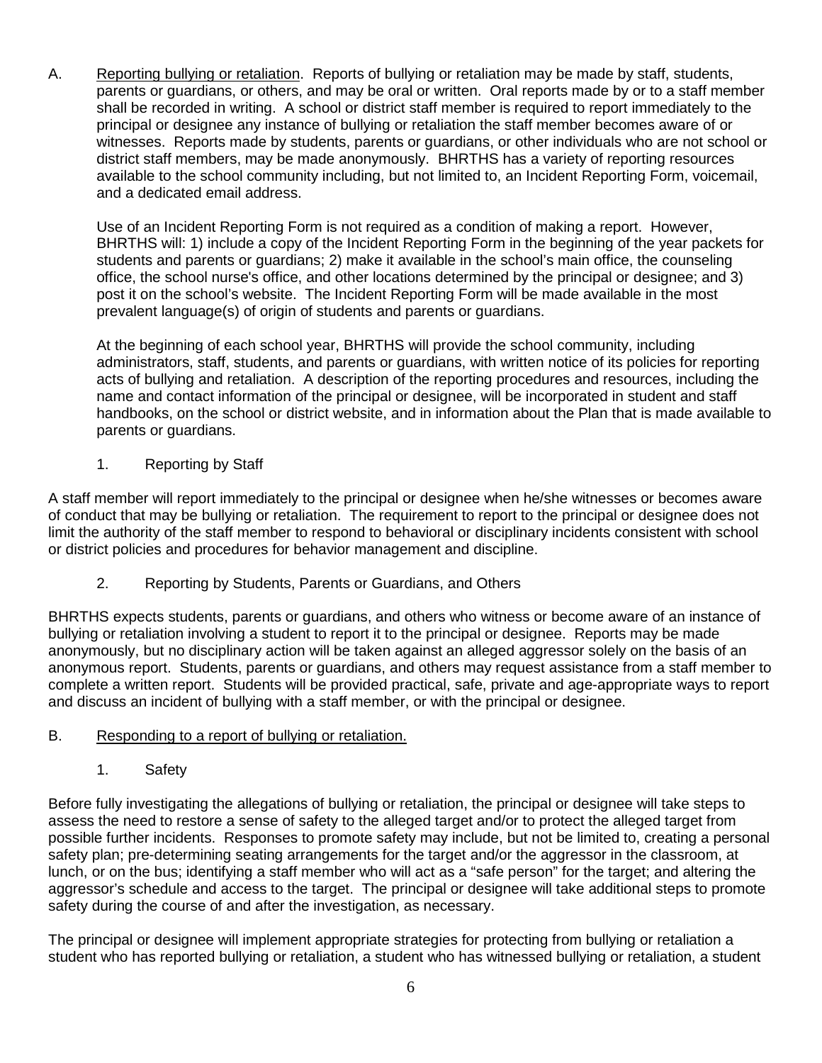A. <u>Reporting bullying or retaliation</u>. Reports of bullying or retaliation may be made by staff, students, parents or guardians, or others, and may be oral or written. Oral reports made by or to a staff member shall be recorded in writing. A school or district staff member is required to report immediately to the principal or designee any instance of bullying or retaliation the staff member becomes aware of or witnesses. Reports made by students, parents or guardians, or other individuals who are not school or district staff members, may be made anonymously. BHRTHS has a variety of reporting resources available to the school community including, but not limited to, an Incident Reporting Form, voicemail, and a dedicated email address.

Use of an Incident Reporting Form is not required as a condition of making a report. However, BHRTHS will: 1) include a copy of the Incident Reporting Form in the beginning of the year packets for students and parents or guardians; 2) make it available in the school's main office, the counseling office, the school nurse's office, and other locations determined by the principal or designee; and 3) post it on the school's website. The Incident Reporting Form will be made available in the most prevalent language(s) of origin of students and parents or guardians.

At the beginning of each school year, BHRTHS will provide the school community, including administrators, staff, students, and parents or guardians, with written notice of its policies for reporting acts of bullying and retaliation. A description of the reporting procedures and resources, including the name and contact information of the principal or designee, will be incorporated in student and staff handbooks, on the school or district website, and in information about the Plan that is made available to parents or guardians.

1. Reporting by Staff

A staff member will report immediately to the principal or designee when he/she witnesses or becomes aware of conduct that may be bullying or retaliation. The requirement to report to the principal or designee does not limit the authority of the staff member to respond to behavioral or disciplinary incidents consistent with school or district policies and procedures for behavior management and discipline.

2. Reporting by Students, Parents or Guardians, and Others

BHRTHS expects students, parents or guardians, and others who witness or become aware of an instance of bullying or retaliation involving a student to report it to the principal or designee. Reports may be made anonymously, but no disciplinary action will be taken against an alleged aggressor solely on the basis of an anonymous report. Students, parents or guardians, and others may request assistance from a staff member to complete a written report. Students will be provided practical, safe, private and age-appropriate ways to report and discuss an incident of bullying with a staff member, or with the principal or designee.

B. <u>Responding to a report of bullying or retaliation.</u>

1. Safety

Before fully investigating the allegations of bullying or retaliation, the principal or designee will take steps to assess the need to restore a sense of safety to the alleged target and/or to protect the alleged target from possible further incidents. Responses to promote safety may include, but not be limited to, creating a personal safety plan; pre-determining seating arrangements for the target and/or the aggressor in the classroom, at lunch, or on the bus; identifying a staff member who will act as a "safe person" for the target; and altering the aggressor's schedule and access to the target. The principal or designee will take additional steps to promote safety during the course of and after the investigation, as necessary.

The principal or designee will implement appropriate strategies for protecting from bullying or retaliation a student who has reported bullying or retaliation, a student who has witnessed bullying or retaliation, a student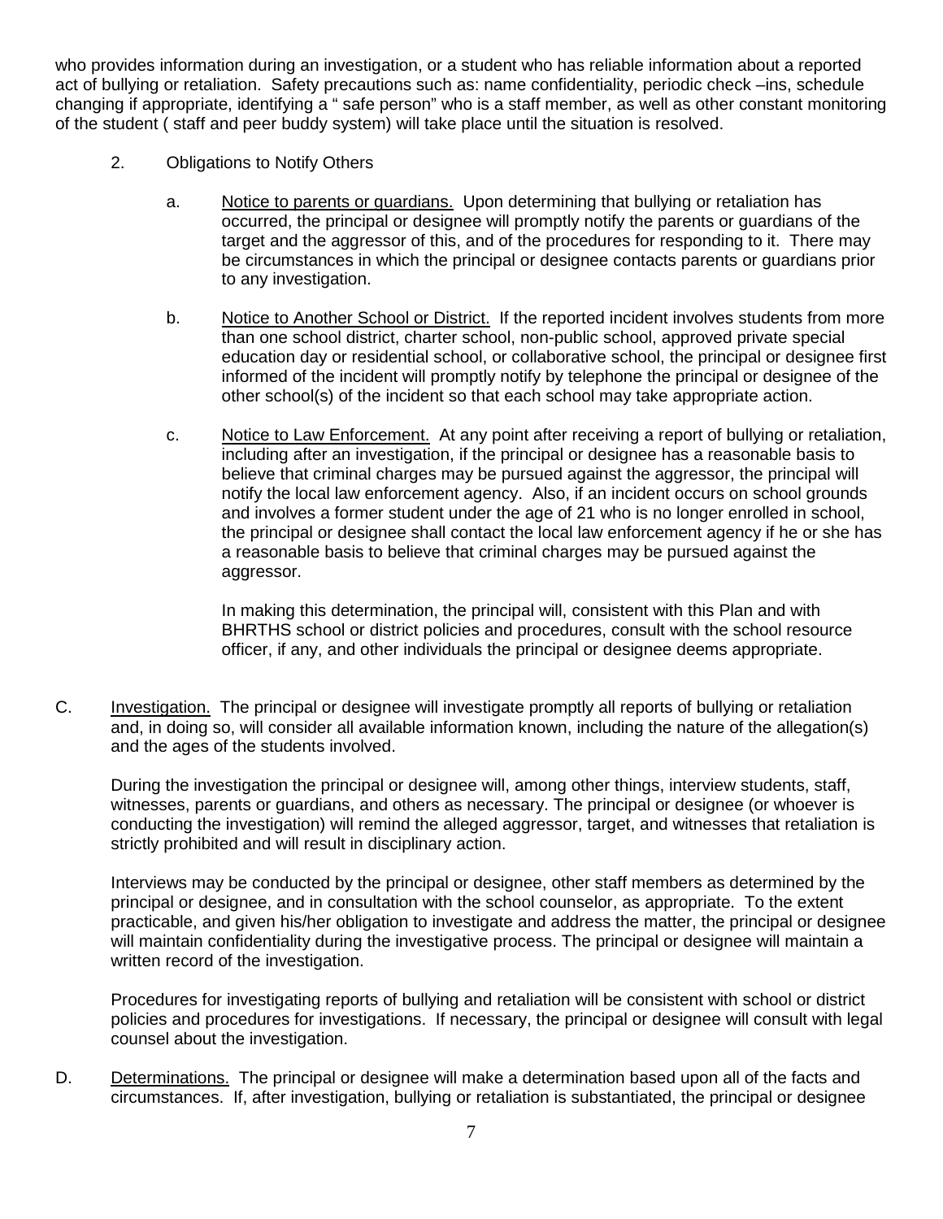who provides information during an investigation, or a student who has reliable information about a reported act of bullying or retaliation. Safety precautions such as: name confidentiality, periodic check –ins, schedule changing if appropriate, identifying a " safe person" who is a staff member, as well as other constant monitoring of the student ( staff and peer buddy system) will take place until the situation is resolved.

2. Obligations to Notify Others

   a. Notice to parents or guardians. Upon determining that bullying or retaliation has occurred, the principal or designee will promptly notify the parents or guardians of the target and the aggressor of this, and of the procedures for responding to it. There may be circumstances in which the principal or designee contacts parents or guardians prior to any investigation.

   b. Notice to Another School or District. If the reported incident involves students from more than one school district, charter school, non-public school, approved private special education day or residential school, or collaborative school, the principal or designee first informed of the incident will promptly notify by telephone the principal or designee of the other school(s) of the incident so that each school may take appropriate action.

   c. Notice to Law Enforcement. At any point after receiving a report of bullying or retaliation, including after an investigation, if the principal or designee has a reasonable basis to believe that criminal charges may be pursued against the aggressor, the principal will notify the local law enforcement agency. Also, if an incident occurs on school grounds and involves a former student under the age of 21 who is no longer enrolled in school, the principal or designee shall contact the local law enforcement agency if he or she has a reasonable basis to believe that criminal charges may be pursued against the aggressor.

      In making this determination, the principal will, consistent with this Plan and with BHRTHS school or district policies and procedures, consult with the school resource officer, if any, and other individuals the principal or designee deems appropriate.

C. Investigation. The principal or designee will investigate promptly all reports of bullying or retaliation and, in doing so, will consider all available information known, including the nature of the allegation(s) and the ages of the students involved.

During the investigation the principal or designee will, among other things, interview students, staff, witnesses, parents or guardians, and others as necessary. The principal or designee (or whoever is conducting the investigation) will remind the alleged aggressor, target, and witnesses that retaliation is strictly prohibited and will result in disciplinary action.

Interviews may be conducted by the principal or designee, other staff members as determined by the principal or designee, and in consultation with the school counselor, as appropriate. To the extent practicable, and given his/her obligation to investigate and address the matter, the principal or designee will maintain confidentiality during the investigative process. The principal or designee will maintain a written record of the investigation.

Procedures for investigating reports of bullying and retaliation will be consistent with school or district policies and procedures for investigations. If necessary, the principal or designee will consult with legal counsel about the investigation.

D. Determinations. The principal or designee will make a determination based upon all of the facts and circumstances. If, after investigation, bullying or retaliation is substantiated, the principal or designee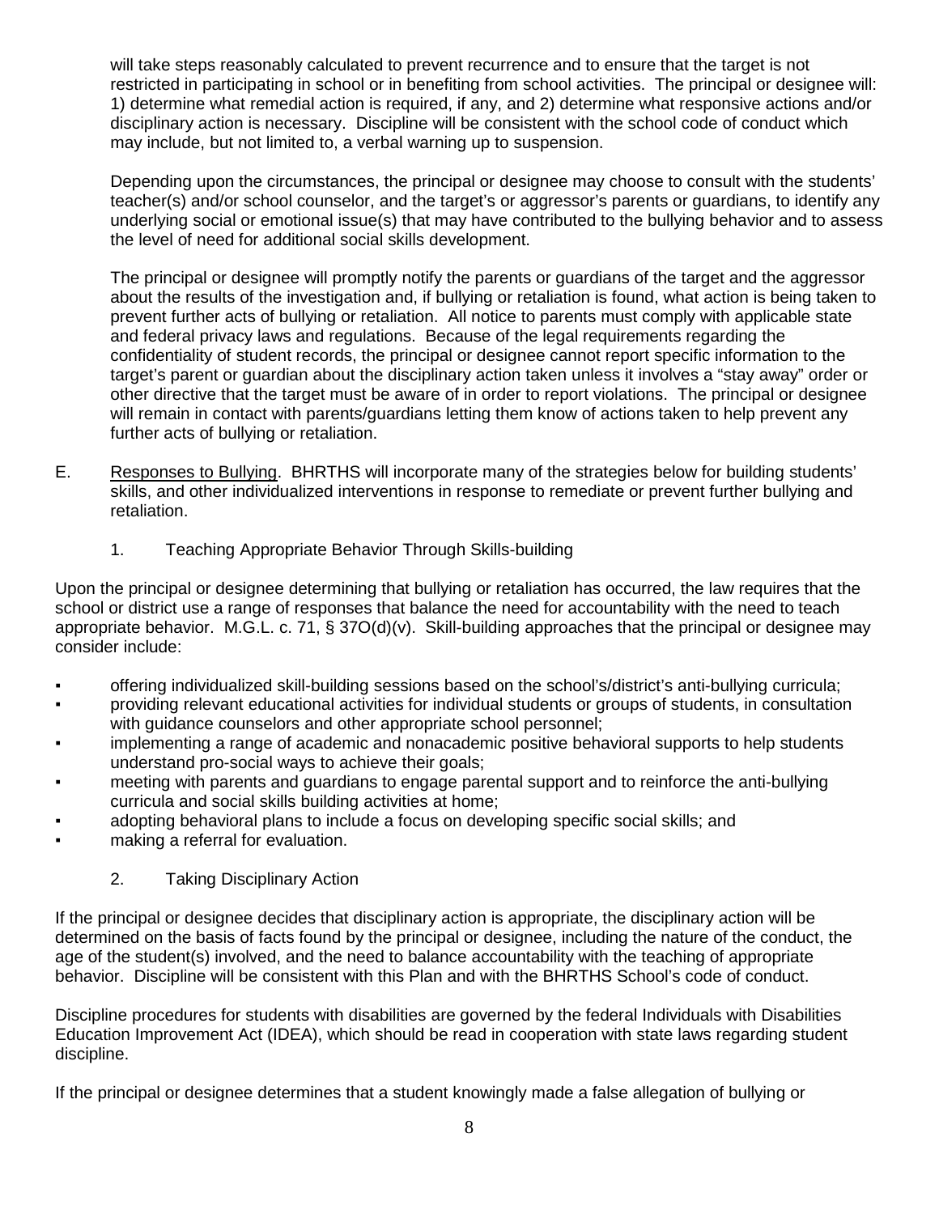will take steps reasonably calculated to prevent recurrence and to ensure that the target is not restricted in participating in school or in benefiting from school activities. The principal or designee will: 1) determine what remedial action is required, if any, and 2) determine what responsive actions and/or disciplinary action is necessary. Discipline will be consistent with the school code of conduct which may include, but not limited to, a verbal warning up to suspension.

Depending upon the circumstances, the principal or designee may choose to consult with the students' teacher(s) and/or school counselor, and the target's or aggressor's parents or guardians, to identify any underlying social or emotional issue(s) that may have contributed to the bullying behavior and to assess the level of need for additional social skills development.

The principal or designee will promptly notify the parents or guardians of the target and the aggressor about the results of the investigation and, if bullying or retaliation is found, what action is being taken to prevent further acts of bullying or retaliation. All notice to parents must comply with applicable state and federal privacy laws and regulations. Because of the legal requirements regarding the confidentiality of student records, the principal or designee cannot report specific information to the target's parent or guardian about the disciplinary action taken unless it involves a "stay away" order or other directive that the target must be aware of in order to report violations. The principal or designee will remain in contact with parents/guardians letting them know of actions taken to help prevent any further acts of bullying or retaliation.

E. Responses to Bullying. BHRTHS will incorporate many of the strategies below for building students' skills, and other individualized interventions in response to remediate or prevent further bullying and retaliation.

1. Teaching Appropriate Behavior Through Skills-building

Upon the principal or designee determining that bullying or retaliation has occurred, the law requires that the school or district use a range of responses that balance the need for accountability with the need to teach appropriate behavior. M.G.L. c. 71, § 37O(d)(v). Skill-building approaches that the principal or designee may consider include:

- offering individualized skill-building sessions based on the school's/district's anti-bullying curricula;
- providing relevant educational activities for individual students or groups of students, in consultation with guidance counselors and other appropriate school personnel;
- implementing a range of academic and nonacademic positive behavioral supports to help students understand pro-social ways to achieve their goals;
- meeting with parents and guardians to engage parental support and to reinforce the anti-bullying curricula and social skills building activities at home;
- adopting behavioral plans to include a focus on developing specific social skills; and
- making a referral for evaluation.

2. Taking Disciplinary Action

If the principal or designee decides that disciplinary action is appropriate, the disciplinary action will be determined on the basis of facts found by the principal or designee, including the nature of the conduct, the age of the student(s) involved, and the need to balance accountability with the teaching of appropriate behavior. Discipline will be consistent with this Plan and with the BHRTHS School's code of conduct.

Discipline procedures for students with disabilities are governed by the federal Individuals with Disabilities Education Improvement Act (IDEA), which should be read in cooperation with state laws regarding student discipline.

If the principal or designee determines that a student knowingly made a false allegation of bullying or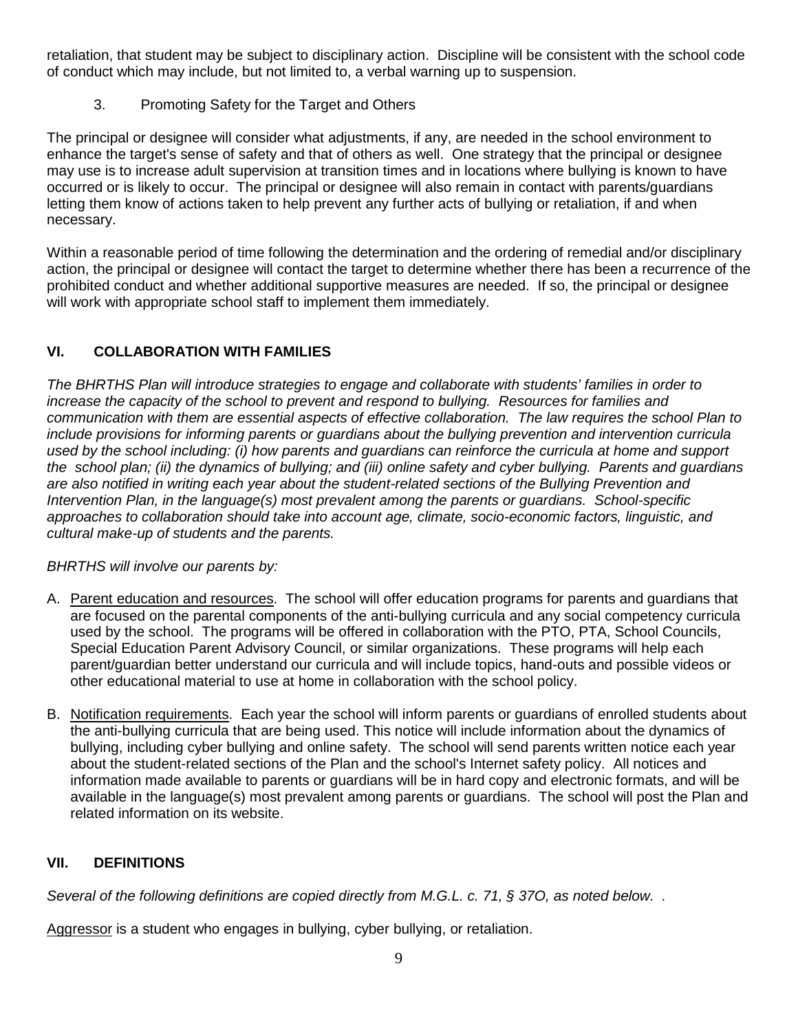retaliation, that student may be subject to disciplinary action. Discipline will be consistent with the school code of conduct which may include, but not limited to, a verbal warning up to suspension.

3. Promoting Safety for the Target and Others

The principal or designee will consider what adjustments, if any, are needed in the school environment to enhance the target's sense of safety and that of others as well. One strategy that the principal or designee may use is to increase adult supervision at transition times and in locations where bullying is known to have occurred or is likely to occur. The principal or designee will also remain in contact with parents/guardians letting them know of actions taken to help prevent any further acts of bullying or retaliation, if and when necessary.

Within a reasonable period of time following the determination and the ordering of remedial and/or disciplinary action, the principal or designee will contact the target to determine whether there has been a recurrence of the prohibited conduct and whether additional supportive measures are needed. If so, the principal or designee will work with appropriate school staff to implement them immediately.

## VI. COLLABORATION WITH FAMILIES

*The BHRTHS Plan will introduce strategies to engage and collaborate with students' families in order to increase the capacity of the school to prevent and respond to bullying. Resources for families and communication with them are essential aspects of effective collaboration. The law requires the school Plan to include provisions for informing parents or guardians about the bullying prevention and intervention curricula used by the school including: (i) how parents and guardians can reinforce the curricula at home and support the school plan; (ii) the dynamics of bullying; and (iii) online safety and cyber bullying. Parents and guardians are also notified in writing each year about the student-related sections of the Bullying Prevention and Intervention Plan, in the language(s) most prevalent among the parents or guardians. School-specific approaches to collaboration should take into account age, climate, socio-economic factors, linguistic, and cultural make-up of students and the parents.*

*BHRTHS will involve our parents by:*

A. Parent education and resources. The school will offer education programs for parents and guardians that are focused on the parental components of the anti-bullying curricula and any social competency curricula used by the school. The programs will be offered in collaboration with the PTO, PTA, School Councils, Special Education Parent Advisory Council, or similar organizations. These programs will help each parent/guardian better understand our curricula and will include topics, hand-outs and possible videos or other educational material to use at home in collaboration with the school policy.

B. Notification requirements. Each year the school will inform parents or guardians of enrolled students about the anti-bullying curricula that are being used. This notice will include information about the dynamics of bullying, including cyber bullying and online safety. The school will send parents written notice each year about the student-related sections of the Plan and the school's Internet safety policy. All notices and information made available to parents or guardians will be in hard copy and electronic formats, and will be available in the language(s) most prevalent among parents or guardians. The school will post the Plan and related information on its website.

## VII. DEFINITIONS

*Several of the following definitions are copied directly from M.G.L. c. 71, § 37O, as noted below. .*

Aggressor is a student who engages in bullying, cyber bullying, or retaliation.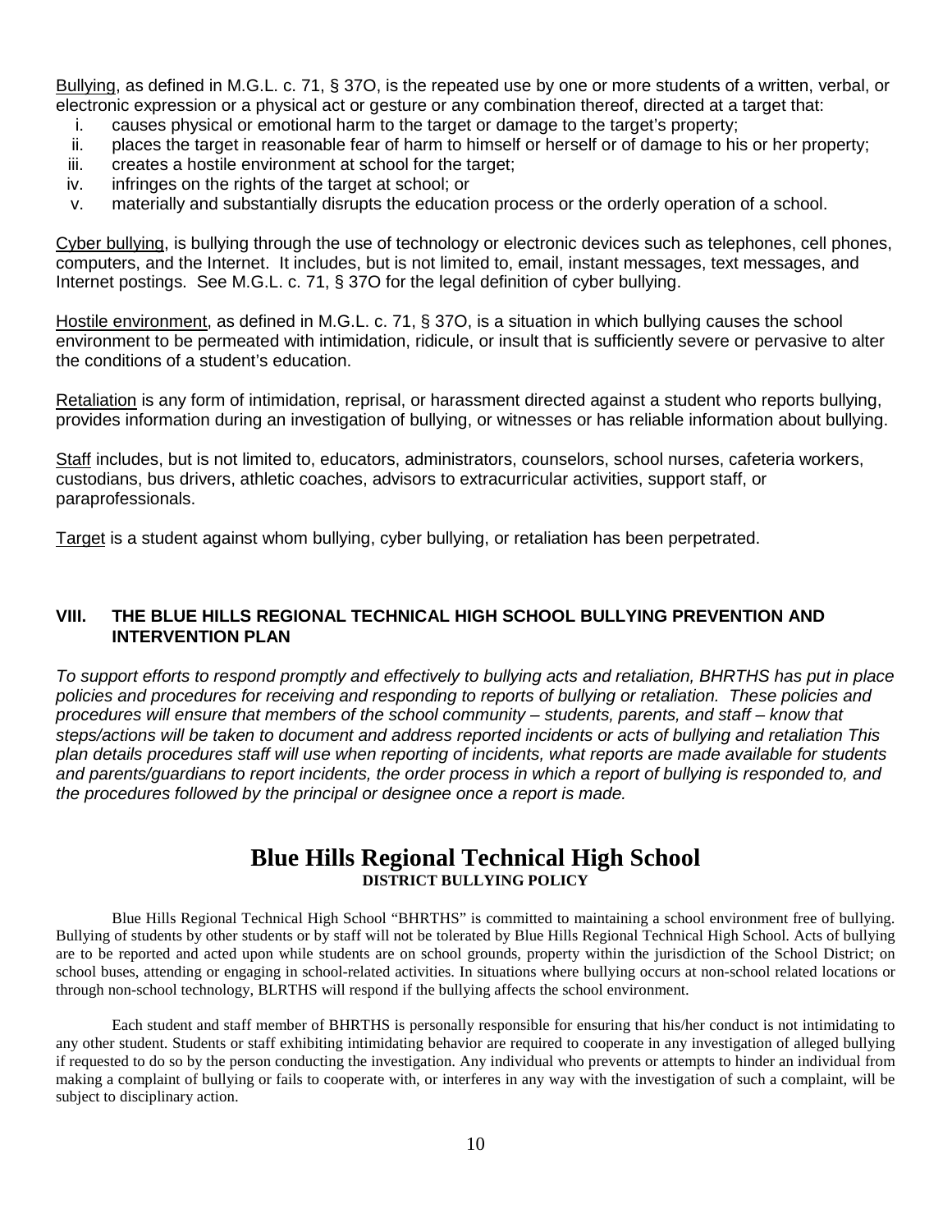Bullying, as defined in M.G.L. c. 71, § 37O, is the repeated use by one or more students of a written, verbal, or electronic expression or a physical act or gesture or any combination thereof, directed at a target that:

i. causes physical or emotional harm to the target or damage to the target's property;
ii. places the target in reasonable fear of harm to himself or herself or of damage to his or her property;
iii. creates a hostile environment at school for the target;
iv. infringes on the rights of the target at school; or
v. materially and substantially disrupts the education process or the orderly operation of a school.

Cyber bullying, is bullying through the use of technology or electronic devices such as telephones, cell phones, computers, and the Internet. It includes, but is not limited to, email, instant messages, text messages, and Internet postings. See M.G.L. c. 71, § 37O for the legal definition of cyber bullying.

Hostile environment, as defined in M.G.L. c. 71, § 37O, is a situation in which bullying causes the school environment to be permeated with intimidation, ridicule, or insult that is sufficiently severe or pervasive to alter the conditions of a student's education.

Retaliation is any form of intimidation, reprisal, or harassment directed against a student who reports bullying, provides information during an investigation of bullying, or witnesses or has reliable information about bullying.

Staff includes, but is not limited to, educators, administrators, counselors, school nurses, cafeteria workers, custodians, bus drivers, athletic coaches, advisors to extracurricular activities, support staff, or paraprofessionals.

Target is a student against whom bullying, cyber bullying, or retaliation has been perpetrated.

## VIII. THE BLUE HILLS REGIONAL TECHNICAL HIGH SCHOOL BULLYING PREVENTION AND INTERVENTION PLAN

*To support efforts to respond promptly and effectively to bullying acts and retaliation, BHRTHS has put in place policies and procedures for receiving and responding to reports of bullying or retaliation. These policies and procedures will ensure that members of the school community – students, parents, and staff – know that steps/actions will be taken to document and address reported incidents or acts of bullying and retaliation This plan details procedures staff will use when reporting of incidents, what reports are made available for students and parents/guardians to report incidents, the order process in which a report of bullying is responded to, and the procedures followed by the principal or designee once a report is made.*

# Blue Hills Regional Technical High School

**DISTRICT BULLYING POLICY**

Blue Hills Regional Technical High School "BHRTHS" is committed to maintaining a school environment free of bullying. Bullying of students by other students or by staff will not be tolerated by Blue Hills Regional Technical High School. Acts of bullying are to be reported and acted upon while students are on school grounds, property within the jurisdiction of the School District; on school buses, attending or engaging in school-related activities. In situations where bullying occurs at non-school related locations or through non-school technology, BLRTHS will respond if the bullying affects the school environment.

Each student and staff member of BHRTHS is personally responsible for ensuring that his/her conduct is not intimidating to any other student. Students or staff exhibiting intimidating behavior are required to cooperate in any investigation of alleged bullying if requested to do so by the person conducting the investigation. Any individual who prevents or attempts to hinder an individual from making a complaint of bullying or fails to cooperate with, or interferes in any way with the investigation of such a complaint, will be subject to disciplinary action.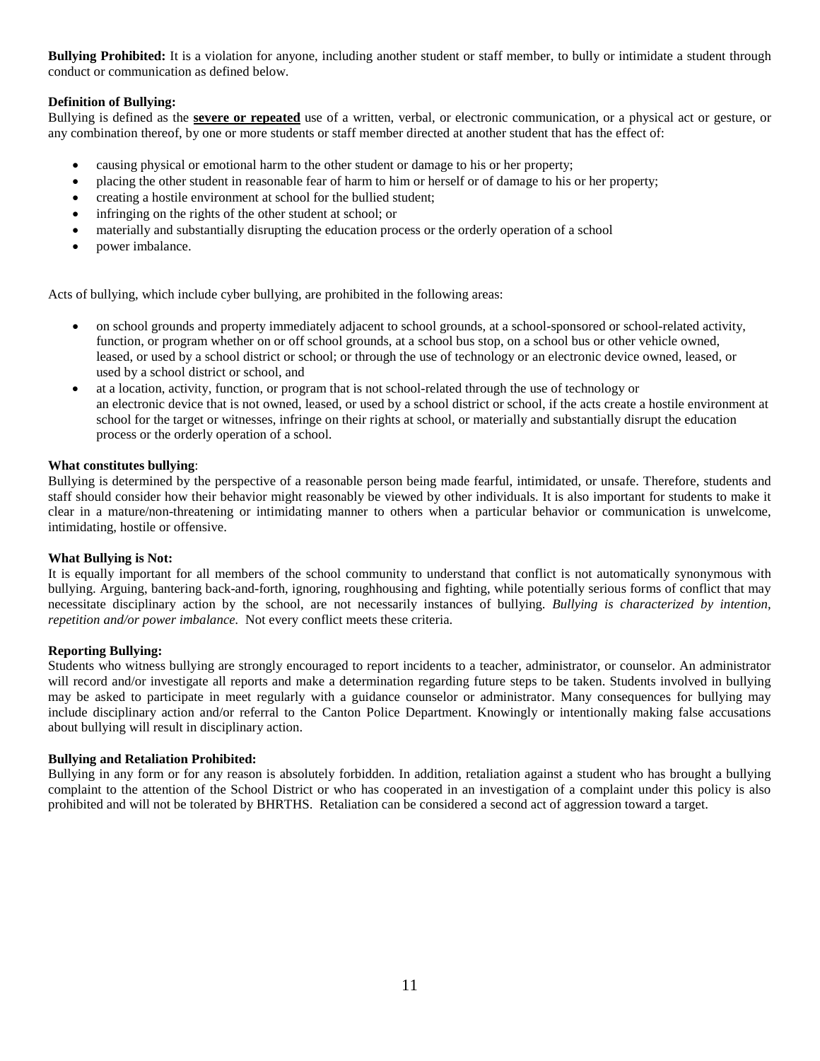**Bullying Prohibited:** It is a violation for anyone, including another student or staff member, to bully or intimidate a student through conduct or communication as defined below.

**Definition of Bullying:**
Bullying is defined as the **severe or repeated** use of a written, verbal, or electronic communication, or a physical act or gesture, or any combination thereof, by one or more students or staff member directed at another student that has the effect of:

- causing physical or emotional harm to the other student or damage to his or her property;
- placing the other student in reasonable fear of harm to him or herself or of damage to his or her property;
- creating a hostile environment at school for the bullied student;
- infringing on the rights of the other student at school; or
- materially and substantially disrupting the education process or the orderly operation of a school
- power imbalance.

Acts of bullying, which include cyber bullying, are prohibited in the following areas:

- on school grounds and property immediately adjacent to school grounds, at a school-sponsored or school-related activity, function, or program whether on or off school grounds, at a school bus stop, on a school bus or other vehicle owned, leased, or used by a school district or school; or through the use of technology or an electronic device owned, leased, or used by a school district or school, and
- at a location, activity, function, or program that is not school-related through the use of technology or an electronic device that is not owned, leased, or used by a school district or school, if the acts create a hostile environment at school for the target or witnesses, infringe on their rights at school, or materially and substantially disrupt the education process or the orderly operation of a school.

**What constitutes bullying**:
Bullying is determined by the perspective of a reasonable person being made fearful, intimidated, or unsafe. Therefore, students and staff should consider how their behavior might reasonably be viewed by other individuals. It is also important for students to make it clear in a mature/non-threatening or intimidating manner to others when a particular behavior or communication is unwelcome, intimidating, hostile or offensive.

**What Bullying is Not:**
It is equally important for all members of the school community to understand that conflict is not automatically synonymous with bullying. Arguing, bantering back-and-forth, ignoring, roughhousing and fighting, while potentially serious forms of conflict that may necessitate disciplinary action by the school, are not necessarily instances of bullying. *Bullying is characterized by intention, repetition and/or power imbalance.* Not every conflict meets these criteria.

**Reporting Bullying:**
Students who witness bullying are strongly encouraged to report incidents to a teacher, administrator, or counselor. An administrator will record and/or investigate all reports and make a determination regarding future steps to be taken. Students involved in bullying may be asked to participate in meet regularly with a guidance counselor or administrator. Many consequences for bullying may include disciplinary action and/or referral to the Canton Police Department. Knowingly or intentionally making false accusations about bullying will result in disciplinary action.

**Bullying and Retaliation Prohibited:**
Bullying in any form or for any reason is absolutely forbidden. In addition, retaliation against a student who has brought a bullying complaint to the attention of the School District or who has cooperated in an investigation of a complaint under this policy is also prohibited and will not be tolerated by BHRTHS. Retaliation can be considered a second act of aggression toward a target.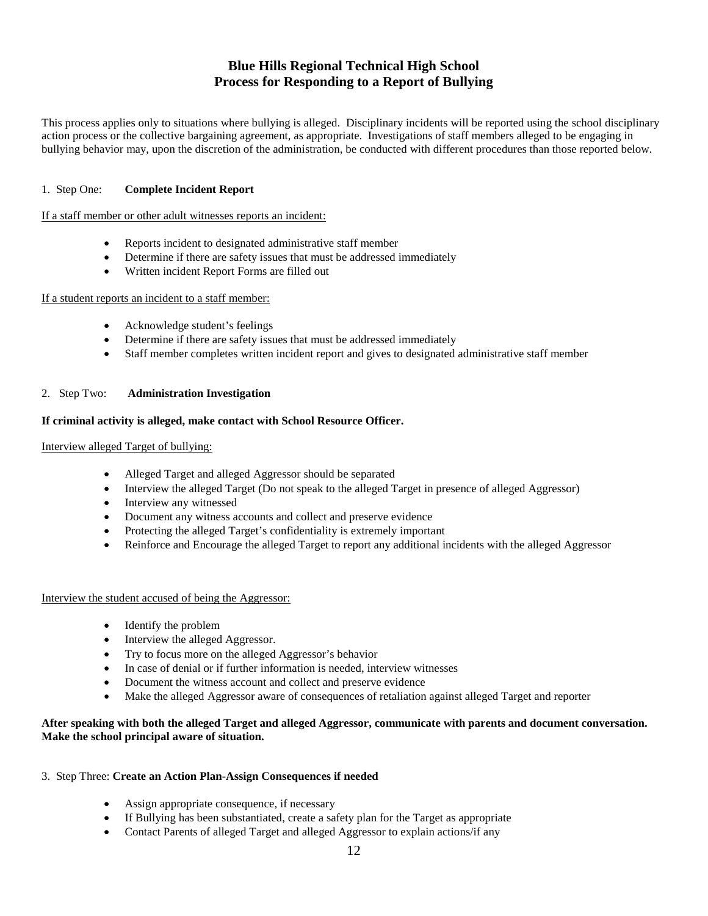# Blue Hills Regional Technical High School
# Process for Responding to a Report of Bullying

This process applies only to situations where bullying is alleged. Disciplinary incidents will be reported using the school disciplinary action process or the collective bargaining agreement, as appropriate. Investigations of staff members alleged to be engaging in bullying behavior may, upon the discretion of the administration, be conducted with different procedures than those reported below.

1. Step One: **Complete Incident Report**

If a staff member or other adult witnesses reports an incident:

- Reports incident to designated administrative staff member
- Determine if there are safety issues that must be addressed immediately
- Written incident Report Forms are filled out

If a student reports an incident to a staff member:

- Acknowledge student's feelings
- Determine if there are safety issues that must be addressed immediately
- Staff member completes written incident report and gives to designated administrative staff member

2. Step Two: **Administration Investigation**

**If criminal activity is alleged, make contact with School Resource Officer.**

Interview alleged Target of bullying:

- Alleged Target and alleged Aggressor should be separated
- Interview the alleged Target (Do not speak to the alleged Target in presence of alleged Aggressor)
- Interview any witnessed
- Document any witness accounts and collect and preserve evidence
- Protecting the alleged Target's confidentiality is extremely important
- Reinforce and Encourage the alleged Target to report any additional incidents with the alleged Aggressor

Interview the student accused of being the Aggressor:

- Identify the problem
- Interview the alleged Aggressor.
- Try to focus more on the alleged Aggressor's behavior
- In case of denial or if further information is needed, interview witnesses
- Document the witness account and collect and preserve evidence
- Make the alleged Aggressor aware of consequences of retaliation against alleged Target and reporter

**After speaking with both the alleged Target and alleged Aggressor, communicate with parents and document conversation. Make the school principal aware of situation.**

3. Step Three: **Create an Action Plan-Assign Consequences if needed**

- Assign appropriate consequence, if necessary
- If Bullying has been substantiated, create a safety plan for the Target as appropriate
- Contact Parents of alleged Target and alleged Aggressor to explain actions/if any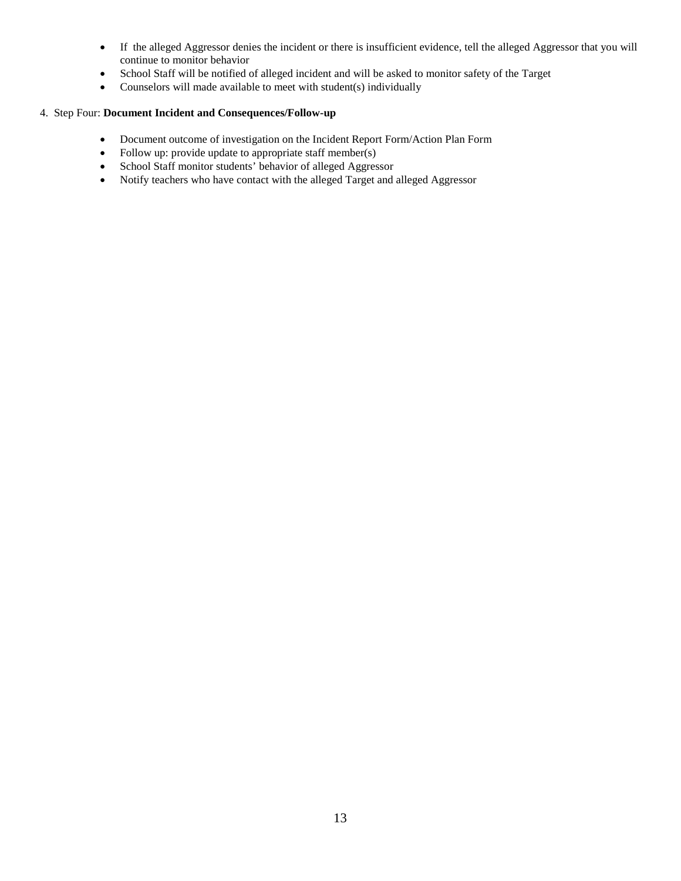- If  the alleged Aggressor denies the incident or there is insufficient evidence, tell the alleged Aggressor that you will continue to monitor behavior
- School Staff will be notified of alleged incident and will be asked to monitor safety of the Target
- Counselors will made available to meet with student(s) individually

4. Step Four: **Document Incident and Consequences/Follow-up**

- Document outcome of investigation on the Incident Report Form/Action Plan Form
- Follow up: provide update to appropriate staff member(s)
- School Staff monitor students' behavior of alleged Aggressor
- Notify teachers who have contact with the alleged Target and alleged Aggressor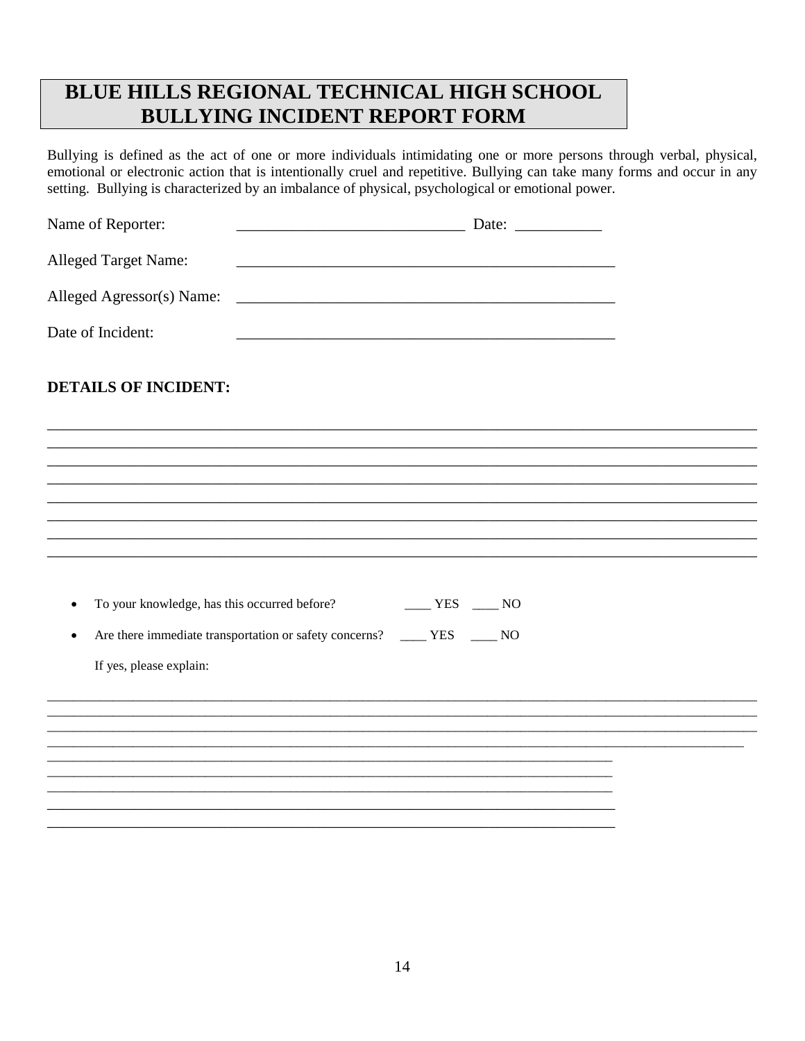# BLUE HILLS REGIONAL TECHNICAL HIGH SCHOOL
# BULLYING INCIDENT REPORT FORM

Bullying is defined as the act of one or more individuals intimidating one or more persons through verbal, physical, emotional or electronic action that is intentionally cruel and repetitive. Bullying can take many forms and occur in any setting. Bullying is characterized by an imbalance of physical, psychological or emotional power.

Name of Reporter: _____________________________ Date: ___________

Alleged Target Name: _________________________________________________

Alleged Agressor(s) Name: _________________________________________________

Date of Incident: _________________________________________________

**DETAILS OF INCIDENT:**

_____________________________________________________________________________________________

_____________________________________________________________________________________________

_____________________________________________________________________________________________

_____________________________________________________________________________________________

_____________________________________________________________________________________________

_____________________________________________________________________________________________

_____________________________________________________________________________________________

_____________________________________________________________________________________________

- To your knowledge, has this occurred before? ____ YES ____ NO
- Are there immediate transportation or safety concerns? ____ YES ____ NO

  If yes, please explain:

_____________________________________________________________________________________________

_____________________________________________________________________________________________

_____________________________________________________________________________________________

_____________________________________________________________________________________________

_________________________________________________________________________

_________________________________________________________________________

_________________________________________________________________________

_________________________________________________________________________

_________________________________________________________________________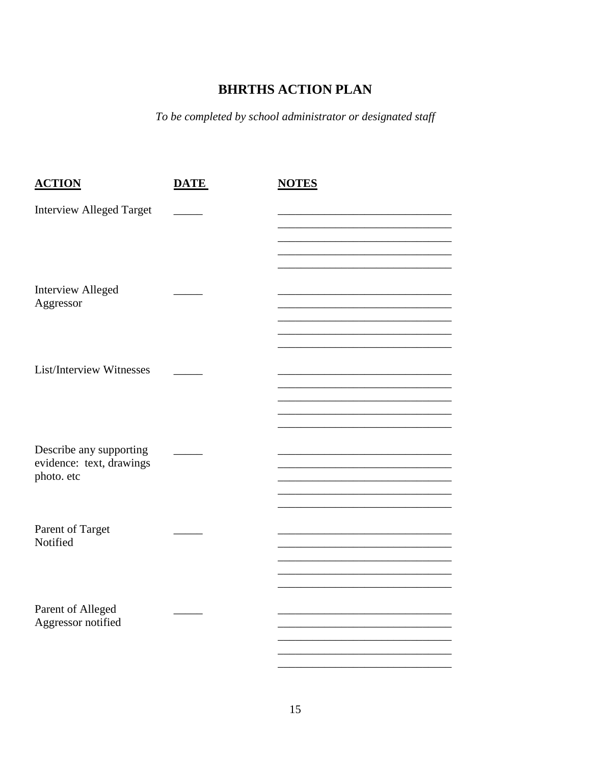# BHRTHS ACTION PLAN

*To be completed by school administrator or designated staff*

| ACTION | DATE | NOTES |
|---|---|---|
| Interview Alleged Target | _____ | ______________________________ |
| | | ______________________________ |
| | | ______________________________ |
| | | ______________________________ |
| | | ______________________________ |
| Interview Alleged Aggressor | _____ | ______________________________ |
| | | ______________________________ |
| | | ______________________________ |
| | | ______________________________ |
| | | ______________________________ |
| List/Interview Witnesses | _____ | ______________________________ |
| | | ______________________________ |
| | | ______________________________ |
| | | ______________________________ |
| | | ______________________________ |
| Describe any supporting evidence: text, drawings photo. etc | _____ | ______________________________ |
| | | ______________________________ |
| | | ______________________________ |
| | | ______________________________ |
| | | ______________________________ |
| Parent of Target Notified | _____ | ______________________________ |
| | | ______________________________ |
| | | ______________________________ |
| | | ______________________________ |
| | | ______________________________ |
| Parent of Alleged Aggressor notified | _____ | ______________________________ |
| | | ______________________________ |
| | | ______________________________ |
| | | ______________________________ |
| | | ______________________________ |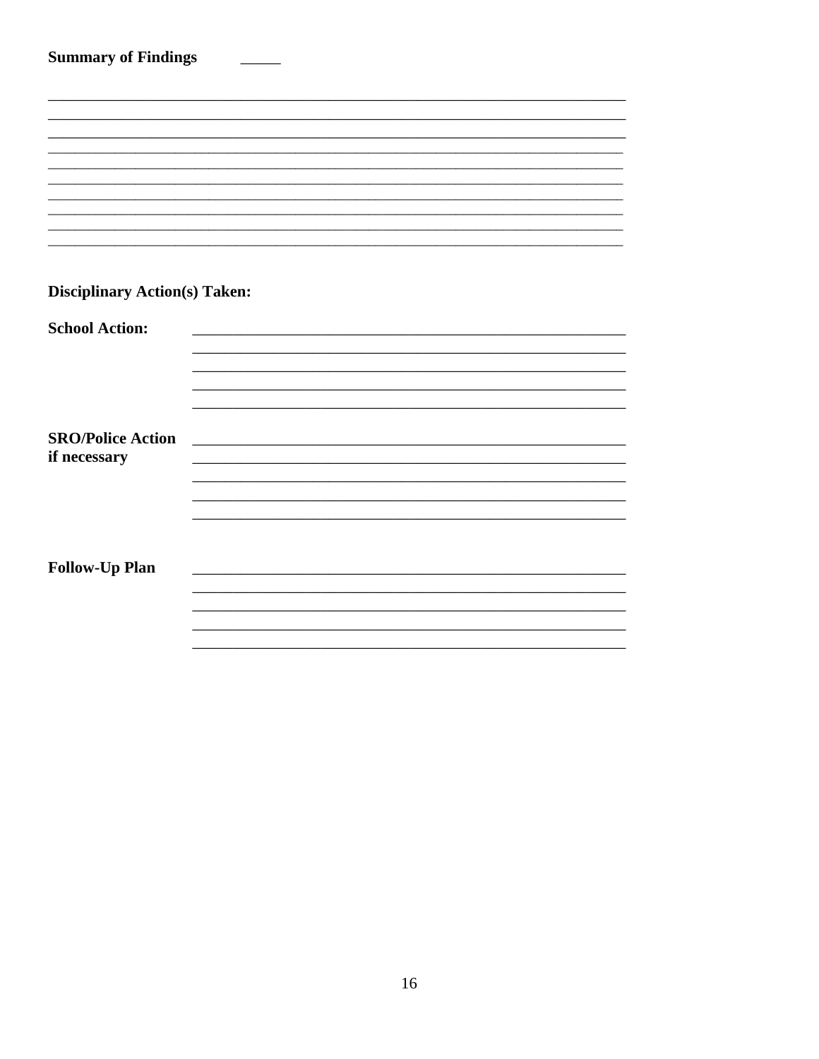**Summary of Findings** _____

________________________________________________________________________________
________________________________________________________________________________
________________________________________________________________________________
________________________________________________________________________________
________________________________________________________________________________
________________________________________________________________________________
________________________________________________________________________________
________________________________________________________________________________
________________________________________________________________________________
________________________________________________________________________________

**Disciplinary Action(s) Taken:**

**School Action:** ____________________________________________________________
____________________________________________________________
____________________________________________________________
____________________________________________________________
____________________________________________________________

**SRO/Police Action if necessary** ____________________________________________________________
____________________________________________________________
____________________________________________________________
____________________________________________________________
____________________________________________________________

**Follow-Up Plan** ____________________________________________________________
____________________________________________________________
____________________________________________________________
____________________________________________________________
____________________________________________________________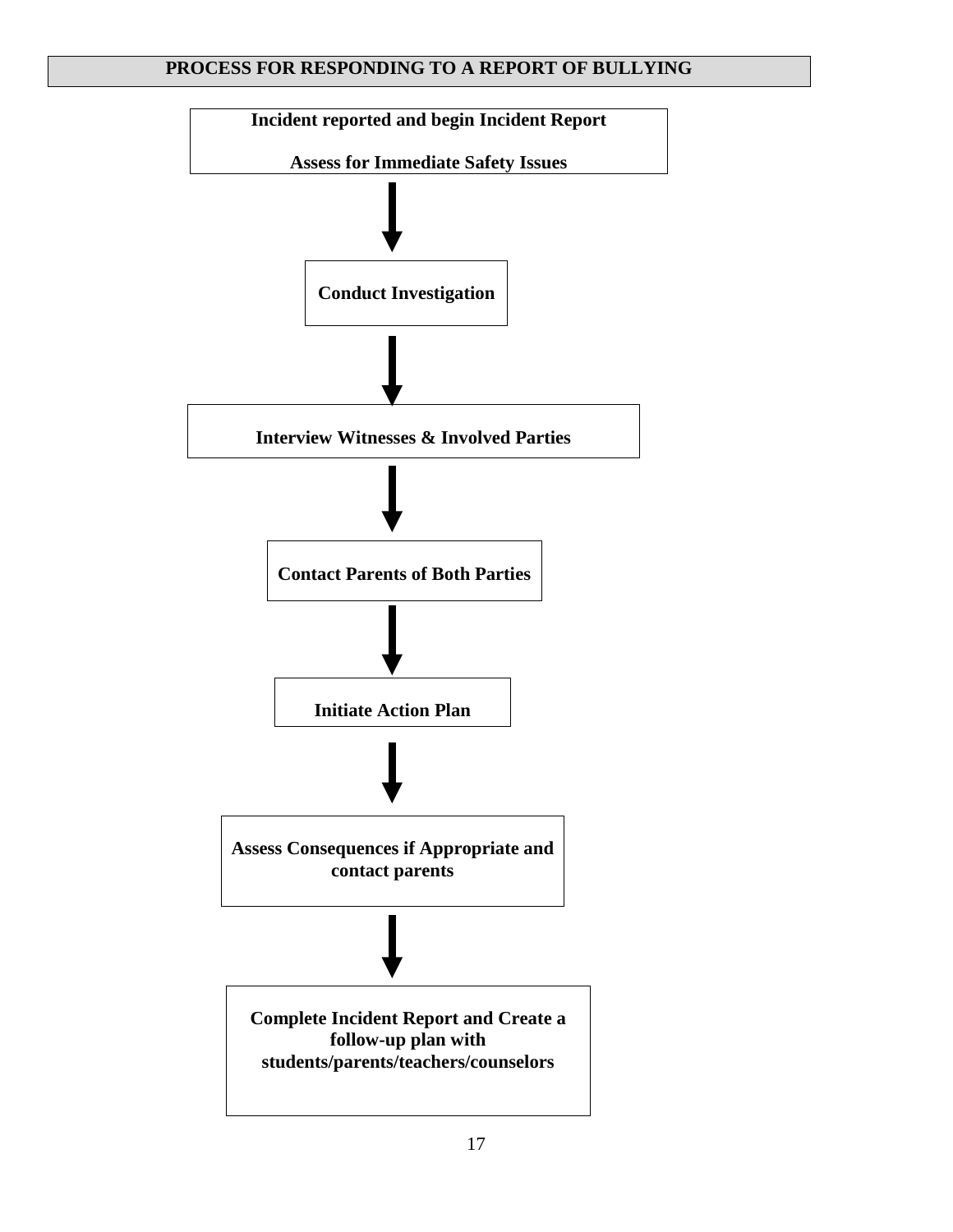## PROCESS FOR RESPONDING TO A REPORT OF BULLYING

**Incident reported and begin Incident Report**

**Assess for Immediate Safety Issues**

↓

**Conduct Investigation**

↓

**Interview Witnesses & Involved Parties**

↓

**Contact Parents of Both Parties**

↓

**Initiate Action Plan**

↓

**Assess Consequences if Appropriate and contact parents**

↓

**Complete Incident Report and Create a follow-up plan with students/parents/teachers/counselors**